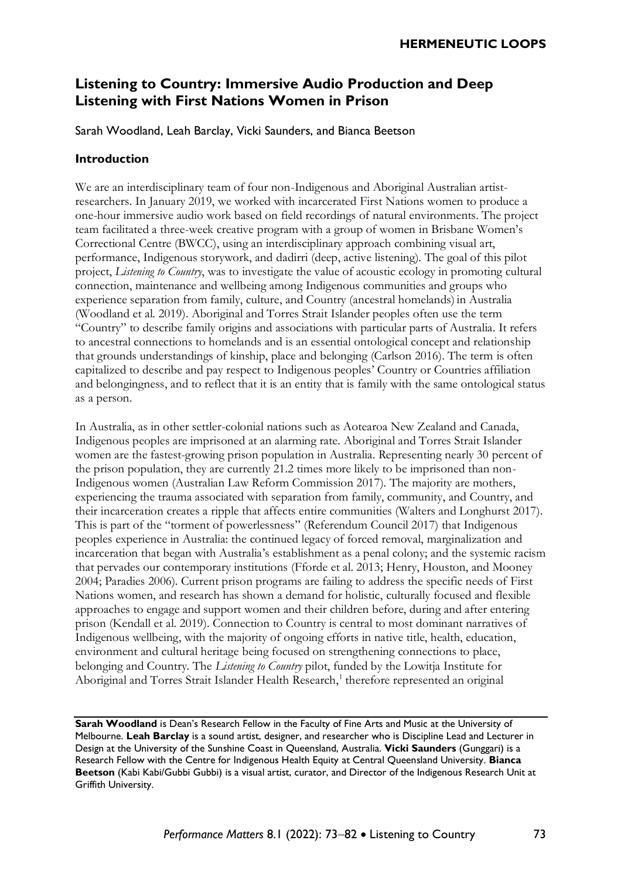# Listening to Country: Immersive Audio Production and Deep Listening with First Nations Women in Prison

Sarah Woodland, Leah Barclay, Vicki Saunders, and Bianca Beetson

## Introduction

We are an interdisciplinary team of four non-Indigenous and Aboriginal Australian artist-researchers. In January 2019, we worked with incarcerated First Nations women to produce a one-hour immersive audio work based on field recordings of natural environments. The project team facilitated a three-week creative program with a group of women in Brisbane Women's Correctional Centre (BWCC), using an interdisciplinary approach combining visual art, performance, Indigenous storywork, and dadirri (deep, active listening). The goal of this pilot project, *Listening to Country*, was to investigate the value of acoustic ecology in promoting cultural connection, maintenance and wellbeing among Indigenous communities and groups who experience separation from family, culture, and Country (ancestral homelands) in Australia (Woodland et al. 2019). Aboriginal and Torres Strait Islander peoples often use the term "Country" to describe family origins and associations with particular parts of Australia. It refers to ancestral connections to homelands and is an essential ontological concept and relationship that grounds understandings of kinship, place and belonging (Carlson 2016). The term is often capitalized to describe and pay respect to Indigenous peoples' Country or Countries affiliation and belongingness, and to reflect that it is an entity that is family with the same ontological status as a person.

In Australia, as in other settler-colonial nations such as Aotearoa New Zealand and Canada, Indigenous peoples are imprisoned at an alarming rate. Aboriginal and Torres Strait Islander women are the fastest-growing prison population in Australia. Representing nearly 30 percent of the prison population, they are currently 21.2 times more likely to be imprisoned than non-Indigenous women (Australian Law Reform Commission 2017). The majority are mothers, experiencing the trauma associated with separation from family, community, and Country, and their incarceration creates a ripple that affects entire communities (Walters and Longhurst 2017). This is part of the "torment of powerlessness" (Referendum Council 2017) that Indigenous peoples experience in Australia: the continued legacy of forced removal, marginalization and incarceration that began with Australia's establishment as a penal colony; and the systemic racism that pervades our contemporary institutions (Fforde et al. 2013; Henry, Houston, and Mooney 2004; Paradies 2006). Current prison programs are failing to address the specific needs of First Nations women, and research has shown a demand for holistic, culturally focused and flexible approaches to engage and support women and their children before, during and after entering prison (Kendall et al. 2019). Connection to Country is central to most dominant narratives of Indigenous wellbeing, with the majority of ongoing efforts in native title, health, education, environment and cultural heritage being focused on strengthening connections to place, belonging and Country. The *Listening to Country* pilot, funded by the Lowitja Institute for Aboriginal and Torres Strait Islander Health Research,[1] therefore represented an original

---

**Sarah Woodland** is Dean's Research Fellow in the Faculty of Fine Arts and Music at the University of Melbourne. **Leah Barclay** is a sound artist, designer, and researcher who is Discipline Lead and Lecturer in Design at the University of the Sunshine Coast in Queensland, Australia. **Vicki Saunders** (Gunggari) is a Research Fellow with the Centre for Indigenous Health Equity at Central Queensland University. **Bianca Beetson** (Kabi Kabi/Gubbi Gubbi) is a visual artist, curator, and Director of the Indigenous Research Unit at Griffith University.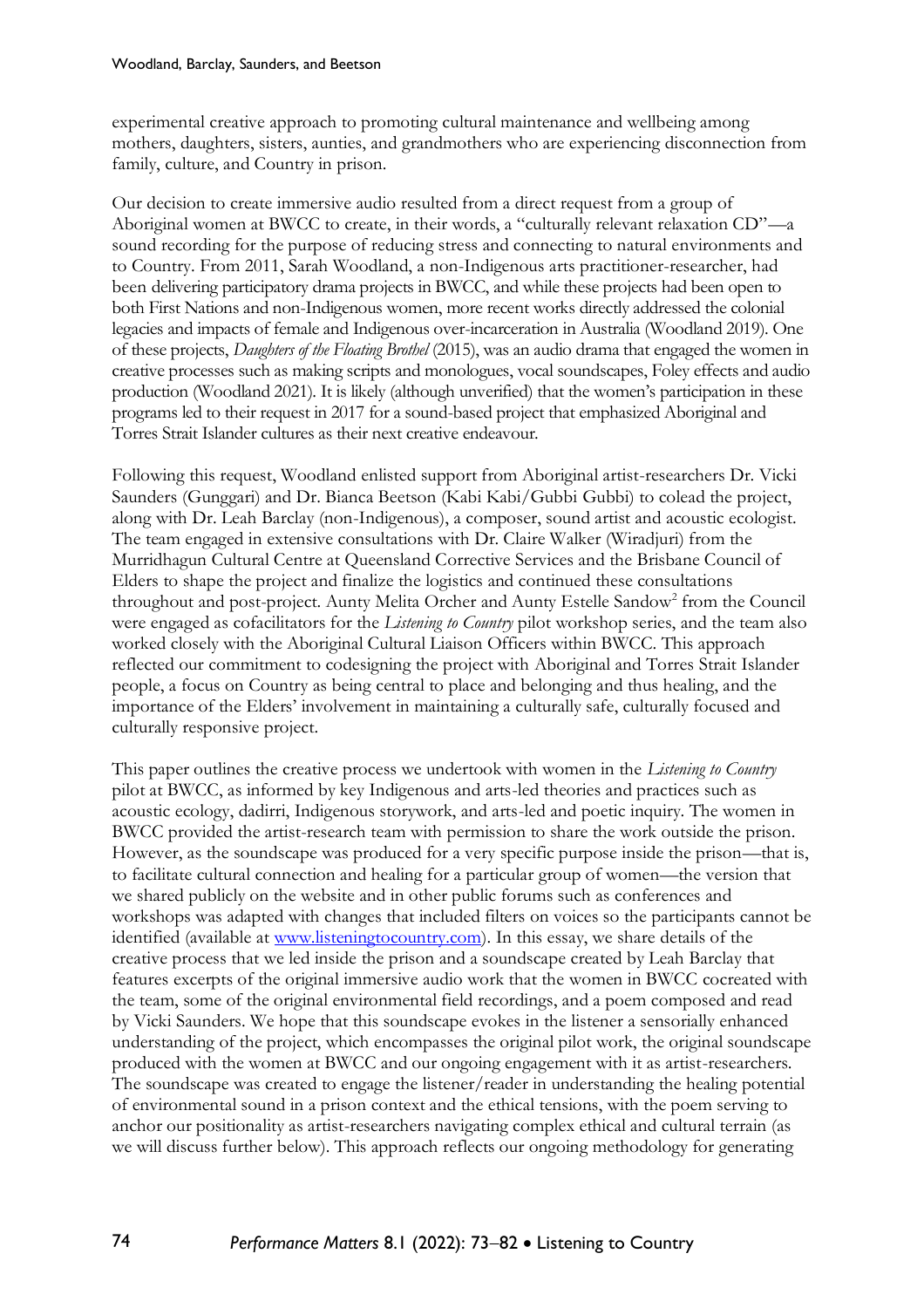experimental creative approach to promoting cultural maintenance and wellbeing among mothers, daughters, sisters, aunties, and grandmothers who are experiencing disconnection from family, culture, and Country in prison.

Our decision to create immersive audio resulted from a direct request from a group of Aboriginal women at BWCC to create, in their words, a "culturally relevant relaxation CD"—a sound recording for the purpose of reducing stress and connecting to natural environments and to Country. From 2011, Sarah Woodland, a non-Indigenous arts practitioner-researcher, had been delivering participatory drama projects in BWCC, and while these projects had been open to both First Nations and non-Indigenous women, more recent works directly addressed the colonial legacies and impacts of female and Indigenous over-incarceration in Australia (Woodland 2019). One of these projects, *Daughters of the Floating Brothel* (2015), was an audio drama that engaged the women in creative processes such as making scripts and monologues, vocal soundscapes, Foley effects and audio production (Woodland 2021). It is likely (although unverified) that the women's participation in these programs led to their request in 2017 for a sound-based project that emphasized Aboriginal and Torres Strait Islander cultures as their next creative endeavour.

Following this request, Woodland enlisted support from Aboriginal artist-researchers Dr. Vicki Saunders (Gunggari) and Dr. Bianca Beetson (Kabi Kabi/Gubbi Gubbi) to colead the project, along with Dr. Leah Barclay (non-Indigenous), a composer, sound artist and acoustic ecologist. The team engaged in extensive consultations with Dr. Claire Walker (Wiradjuri) from the Murridhagun Cultural Centre at Queensland Corrective Services and the Brisbane Council of Elders to shape the project and finalize the logistics and continued these consultations throughout and post-project. Aunty Melita Orcher and Aunty Estelle Sandow[2] from the Council were engaged as cofacilitators for the *Listening to Country* pilot workshop series, and the team also worked closely with the Aboriginal Cultural Liaison Officers within BWCC. This approach reflected our commitment to codesigning the project with Aboriginal and Torres Strait Islander people, a focus on Country as being central to place and belonging and thus healing, and the importance of the Elders' involvement in maintaining a culturally safe, culturally focused and culturally responsive project.

This paper outlines the creative process we undertook with women in the *Listening to Country* pilot at BWCC, as informed by key Indigenous and arts-led theories and practices such as acoustic ecology, dadirri, Indigenous storywork, and arts-led and poetic inquiry. The women in BWCC provided the artist-research team with permission to share the work outside the prison. However, as the soundscape was produced for a very specific purpose inside the prison—that is, to facilitate cultural connection and healing for a particular group of women—the version that we shared publicly on the website and in other public forums such as conferences and workshops was adapted with changes that included filters on voices so the participants cannot be identified (available at www.listeningtocountry.com). In this essay, we share details of the creative process that we led inside the prison and a soundscape created by Leah Barclay that features excerpts of the original immersive audio work that the women in BWCC cocreated with the team, some of the original environmental field recordings, and a poem composed and read by Vicki Saunders. We hope that this soundscape evokes in the listener a sensorially enhanced understanding of the project, which encompasses the original pilot work, the original soundscape produced with the women at BWCC and our ongoing engagement with it as artist-researchers. The soundscape was created to engage the listener/reader in understanding the healing potential of environmental sound in a prison context and the ethical tensions, with the poem serving to anchor our positionality as artist-researchers navigating complex ethical and cultural terrain (as we will discuss further below). This approach reflects our ongoing methodology for generating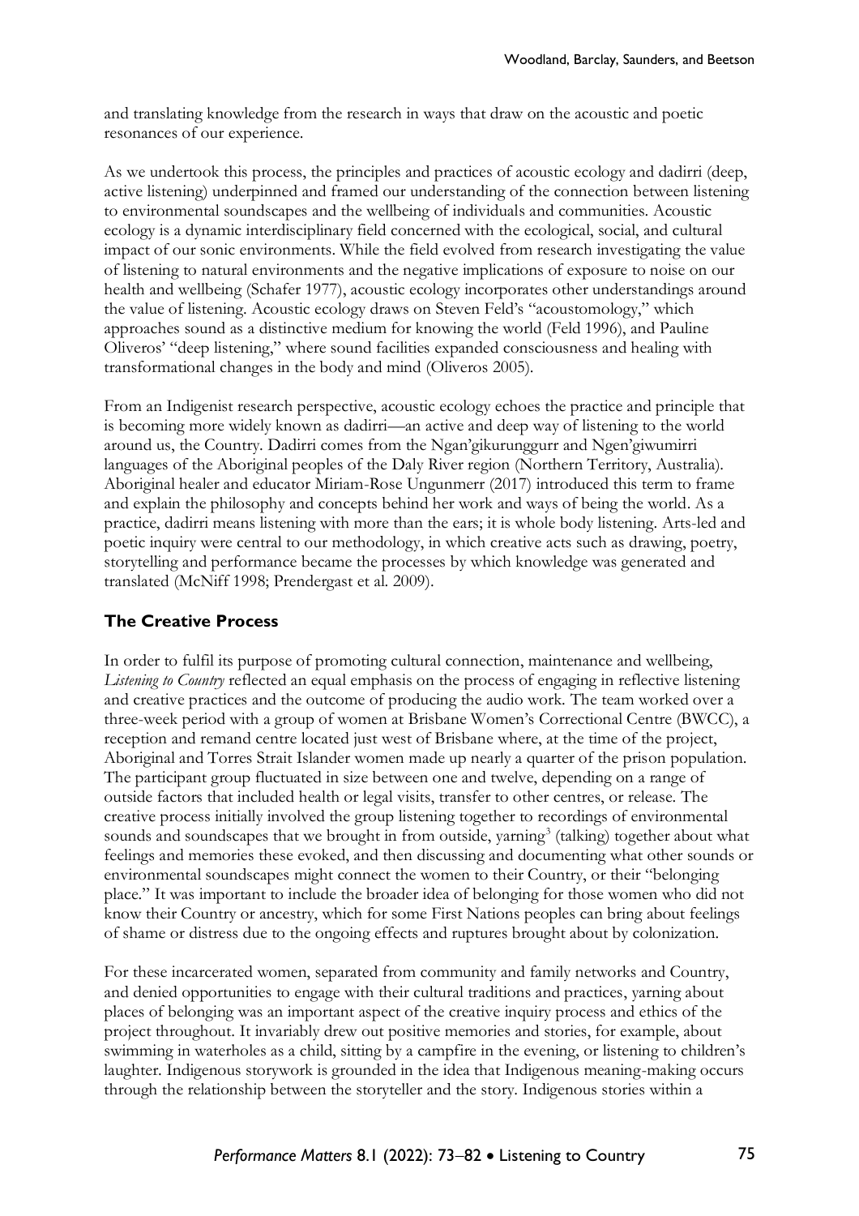and translating knowledge from the research in ways that draw on the acoustic and poetic resonances of our experience.

As we undertook this process, the principles and practices of acoustic ecology and dadirri (deep, active listening) underpinned and framed our understanding of the connection between listening to environmental soundscapes and the wellbeing of individuals and communities. Acoustic ecology is a dynamic interdisciplinary field concerned with the ecological, social, and cultural impact of our sonic environments. While the field evolved from research investigating the value of listening to natural environments and the negative implications of exposure to noise on our health and wellbeing (Schafer 1977), acoustic ecology incorporates other understandings around the value of listening. Acoustic ecology draws on Steven Feld's "acoustomology," which approaches sound as a distinctive medium for knowing the world (Feld 1996), and Pauline Oliveros' "deep listening," where sound facilities expanded consciousness and healing with transformational changes in the body and mind (Oliveros 2005).

From an Indigenist research perspective, acoustic ecology echoes the practice and principle that is becoming more widely known as dadirri—an active and deep way of listening to the world around us, the Country. Dadirri comes from the Ngan'gikurunggurr and Ngen'giwumirri languages of the Aboriginal peoples of the Daly River region (Northern Territory, Australia). Aboriginal healer and educator Miriam-Rose Ungunmerr (2017) introduced this term to frame and explain the philosophy and concepts behind her work and ways of being the world. As a practice, dadirri means listening with more than the ears; it is whole body listening. Arts-led and poetic inquiry were central to our methodology, in which creative acts such as drawing, poetry, storytelling and performance became the processes by which knowledge was generated and translated (McNiff 1998; Prendergast et al. 2009).

## The Creative Process

In order to fulfil its purpose of promoting cultural connection, maintenance and wellbeing, *Listening to Country* reflected an equal emphasis on the process of engaging in reflective listening and creative practices and the outcome of producing the audio work. The team worked over a three-week period with a group of women at Brisbane Women's Correctional Centre (BWCC), a reception and remand centre located just west of Brisbane where, at the time of the project, Aboriginal and Torres Strait Islander women made up nearly a quarter of the prison population. The participant group fluctuated in size between one and twelve, depending on a range of outside factors that included health or legal visits, transfer to other centres, or release. The creative process initially involved the group listening together to recordings of environmental sounds and soundscapes that we brought in from outside, yarning[3] (talking) together about what feelings and memories these evoked, and then discussing and documenting what other sounds or environmental soundscapes might connect the women to their Country, or their "belonging place." It was important to include the broader idea of belonging for those women who did not know their Country or ancestry, which for some First Nations peoples can bring about feelings of shame or distress due to the ongoing effects and ruptures brought about by colonization.

For these incarcerated women, separated from community and family networks and Country, and denied opportunities to engage with their cultural traditions and practices, yarning about places of belonging was an important aspect of the creative inquiry process and ethics of the project throughout. It invariably drew out positive memories and stories, for example, about swimming in waterholes as a child, sitting by a campfire in the evening, or listening to children's laughter. Indigenous storywork is grounded in the idea that Indigenous meaning-making occurs through the relationship between the storyteller and the story. Indigenous stories within a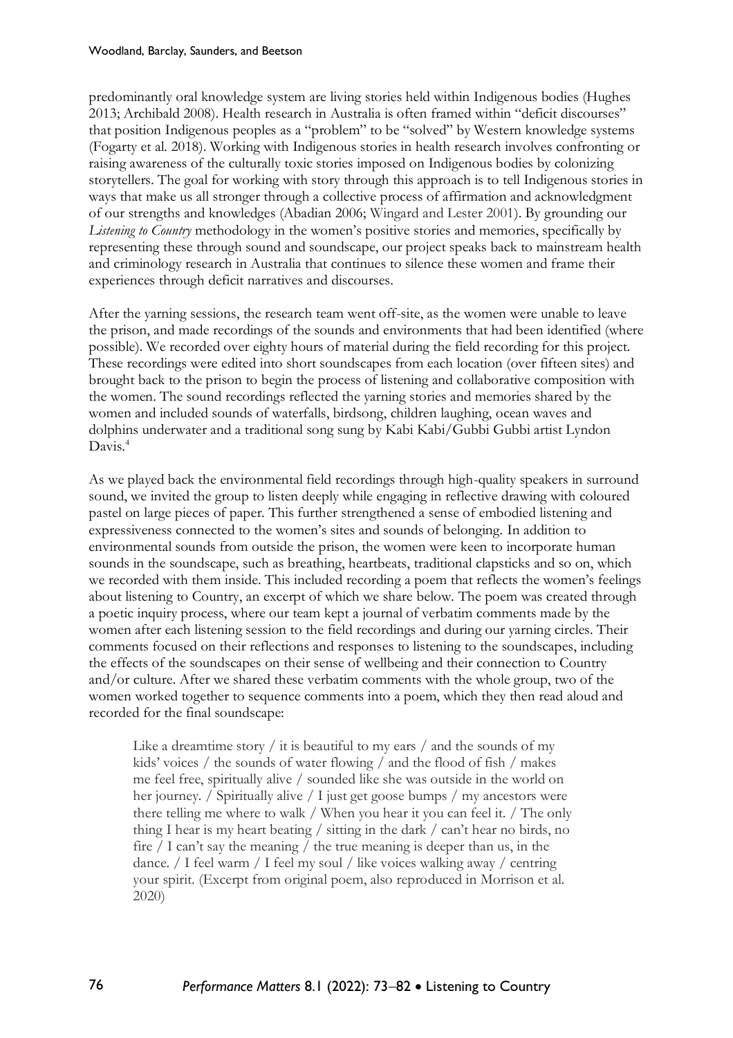predominantly oral knowledge system are living stories held within Indigenous bodies (Hughes 2013; Archibald 2008). Health research in Australia is often framed within "deficit discourses" that position Indigenous peoples as a "problem" to be "solved" by Western knowledge systems (Fogarty et al. 2018). Working with Indigenous stories in health research involves confronting or raising awareness of the culturally toxic stories imposed on Indigenous bodies by colonizing storytellers. The goal for working with story through this approach is to tell Indigenous stories in ways that make us all stronger through a collective process of affirmation and acknowledgment of our strengths and knowledges (Abadian 2006; Wingard and Lester 2001). By grounding our *Listening to Country* methodology in the women's positive stories and memories, specifically by representing these through sound and soundscape, our project speaks back to mainstream health and criminology research in Australia that continues to silence these women and frame their experiences through deficit narratives and discourses.

After the yarning sessions, the research team went off-site, as the women were unable to leave the prison, and made recordings of the sounds and environments that had been identified (where possible). We recorded over eighty hours of material during the field recording for this project. These recordings were edited into short soundscapes from each location (over fifteen sites) and brought back to the prison to begin the process of listening and collaborative composition with the women. The sound recordings reflected the yarning stories and memories shared by the women and included sounds of waterfalls, birdsong, children laughing, ocean waves and dolphins underwater and a traditional song sung by Kabi Kabi/Gubbi Gubbi artist Lyndon Davis.[4]

As we played back the environmental field recordings through high-quality speakers in surround sound, we invited the group to listen deeply while engaging in reflective drawing with coloured pastel on large pieces of paper. This further strengthened a sense of embodied listening and expressiveness connected to the women's sites and sounds of belonging. In addition to environmental sounds from outside the prison, the women were keen to incorporate human sounds in the soundscape, such as breathing, heartbeats, traditional clapsticks and so on, which we recorded with them inside. This included recording a poem that reflects the women's feelings about listening to Country, an excerpt of which we share below. The poem was created through a poetic inquiry process, where our team kept a journal of verbatim comments made by the women after each listening session to the field recordings and during our yarning circles. Their comments focused on their reflections and responses to listening to the soundscapes, including the effects of the soundscapes on their sense of wellbeing and their connection to Country and/or culture. After we shared these verbatim comments with the whole group, two of the women worked together to sequence comments into a poem, which they then read aloud and recorded for the final soundscape:

> Like a dreamtime story / it is beautiful to my ears / and the sounds of my kids' voices / the sounds of water flowing / and the flood of fish / makes me feel free, spiritually alive / sounded like she was outside in the world on her journey. / Spiritually alive / I just get goose bumps / my ancestors were there telling me where to walk / When you hear it you can feel it. / The only thing I hear is my heart beating / sitting in the dark / can't hear no birds, no fire / I can't say the meaning / the true meaning is deeper than us, in the dance. / I feel warm / I feel my soul / like voices walking away / centring your spirit. (Excerpt from original poem, also reproduced in Morrison et al. 2020)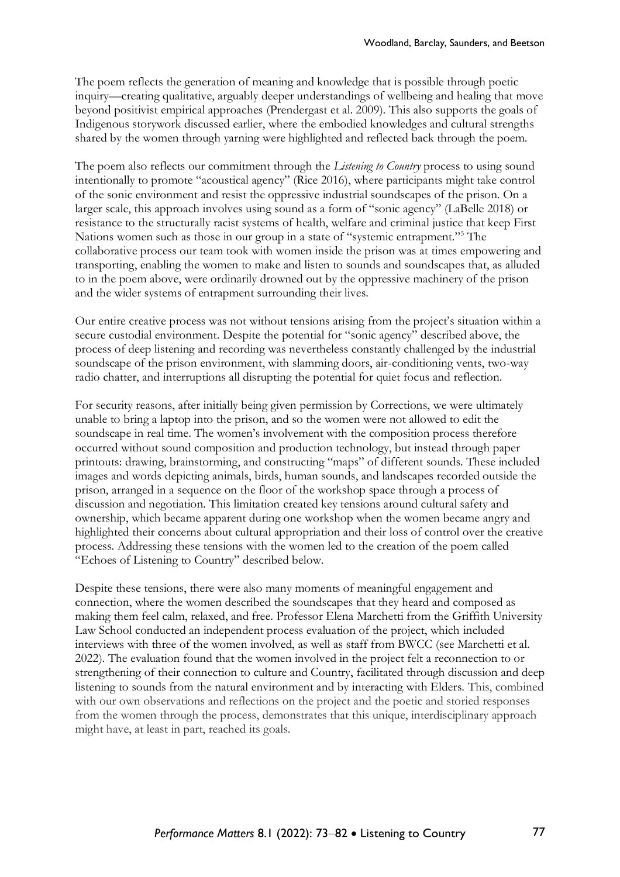The poem reflects the generation of meaning and knowledge that is possible through poetic inquiry—creating qualitative, arguably deeper understandings of wellbeing and healing that move beyond positivist empirical approaches (Prendergast et al. 2009). This also supports the goals of Indigenous storywork discussed earlier, where the embodied knowledges and cultural strengths shared by the women through yarning were highlighted and reflected back through the poem.

The poem also reflects our commitment through the *Listening to Country* process to using sound intentionally to promote "acoustical agency" (Rice 2016), where participants might take control of the sonic environment and resist the oppressive industrial soundscapes of the prison. On a larger scale, this approach involves using sound as a form of "sonic agency" (LaBelle 2018) or resistance to the structurally racist systems of health, welfare and criminal justice that keep First Nations women such as those in our group in a state of "systemic entrapment."[5] The collaborative process our team took with women inside the prison was at times empowering and transporting, enabling the women to make and listen to sounds and soundscapes that, as alluded to in the poem above, were ordinarily drowned out by the oppressive machinery of the prison and the wider systems of entrapment surrounding their lives.

Our entire creative process was not without tensions arising from the project's situation within a secure custodial environment. Despite the potential for "sonic agency" described above, the process of deep listening and recording was nevertheless constantly challenged by the industrial soundscape of the prison environment, with slamming doors, air-conditioning vents, two-way radio chatter, and interruptions all disrupting the potential for quiet focus and reflection.

For security reasons, after initially being given permission by Corrections, we were ultimately unable to bring a laptop into the prison, and so the women were not allowed to edit the soundscape in real time. The women's involvement with the composition process therefore occurred without sound composition and production technology, but instead through paper printouts: drawing, brainstorming, and constructing "maps" of different sounds. These included images and words depicting animals, birds, human sounds, and landscapes recorded outside the prison, arranged in a sequence on the floor of the workshop space through a process of discussion and negotiation. This limitation created key tensions around cultural safety and ownership, which became apparent during one workshop when the women became angry and highlighted their concerns about cultural appropriation and their loss of control over the creative process. Addressing these tensions with the women led to the creation of the poem called "Echoes of Listening to Country" described below.

Despite these tensions, there were also many moments of meaningful engagement and connection, where the women described the soundscapes that they heard and composed as making them feel calm, relaxed, and free. Professor Elena Marchetti from the Griffith University Law School conducted an independent process evaluation of the project, which included interviews with three of the women involved, as well as staff from BWCC (see Marchetti et al. 2022). The evaluation found that the women involved in the project felt a reconnection to or strengthening of their connection to culture and Country, facilitated through discussion and deep listening to sounds from the natural environment and by interacting with Elders. This, combined with our own observations and reflections on the project and the poetic and storied responses from the women through the process, demonstrates that this unique, interdisciplinary approach might have, at least in part, reached its goals.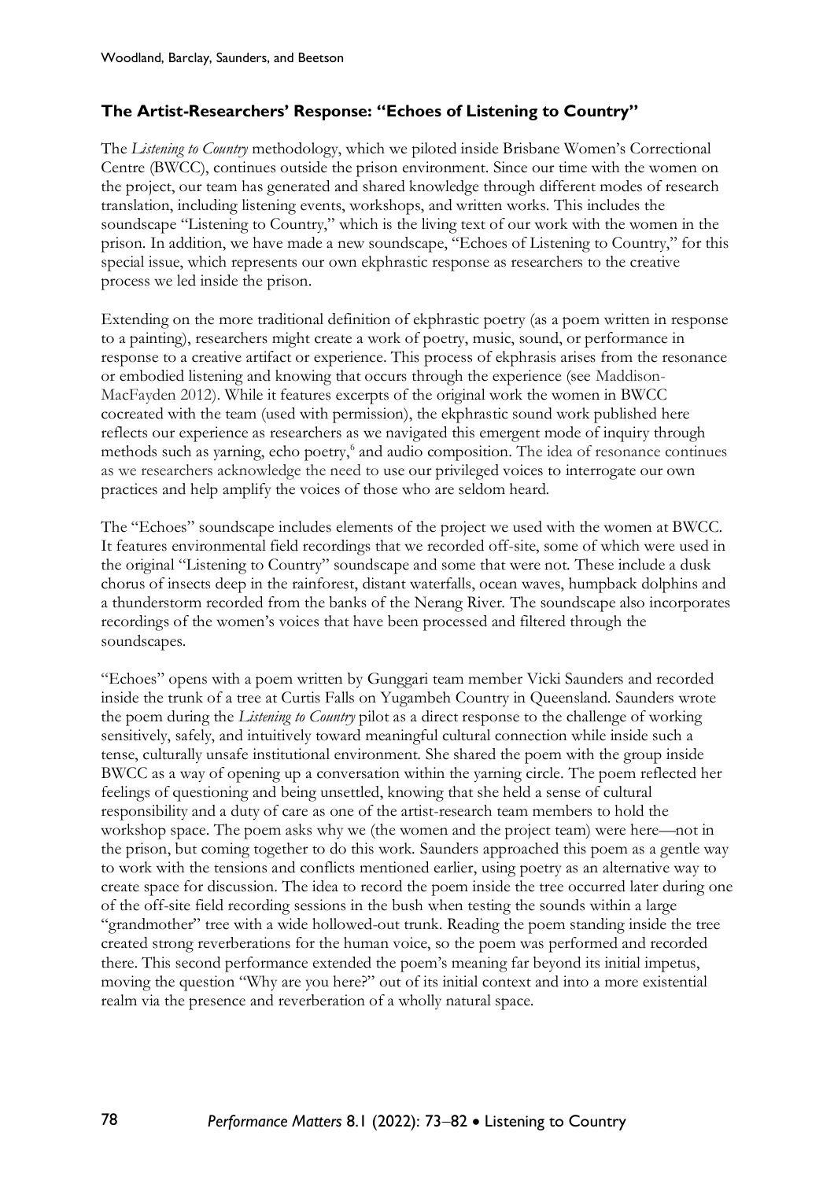### The Artist-Researchers' Response: "Echoes of Listening to Country"

The *Listening to Country* methodology, which we piloted inside Brisbane Women's Correctional Centre (BWCC), continues outside the prison environment. Since our time with the women on the project, our team has generated and shared knowledge through different modes of research translation, including listening events, workshops, and written works. This includes the soundscape "Listening to Country," which is the living text of our work with the women in the prison. In addition, we have made a new soundscape, "Echoes of Listening to Country," for this special issue, which represents our own ekphrastic response as researchers to the creative process we led inside the prison.

Extending on the more traditional definition of ekphrastic poetry (as a poem written in response to a painting), researchers might create a work of poetry, music, sound, or performance in response to a creative artifact or experience. This process of ekphrasis arises from the resonance or embodied listening and knowing that occurs through the experience (see Maddison-MacFayden 2012). While it features excerpts of the original work the women in BWCC cocreated with the team (used with permission), the ekphrastic sound work published here reflects our experience as researchers as we navigated this emergent mode of inquiry through methods such as yarning, echo poetry,[6] and audio composition. The idea of resonance continues as we researchers acknowledge the need to use our privileged voices to interrogate our own practices and help amplify the voices of those who are seldom heard.

The "Echoes" soundscape includes elements of the project we used with the women at BWCC. It features environmental field recordings that we recorded off-site, some of which were used in the original "Listening to Country" soundscape and some that were not. These include a dusk chorus of insects deep in the rainforest, distant waterfalls, ocean waves, humpback dolphins and a thunderstorm recorded from the banks of the Nerang River. The soundscape also incorporates recordings of the women's voices that have been processed and filtered through the soundscapes.

"Echoes" opens with a poem written by Gunggari team member Vicki Saunders and recorded inside the trunk of a tree at Curtis Falls on Yugambeh Country in Queensland. Saunders wrote the poem during the *Listening to Country* pilot as a direct response to the challenge of working sensitively, safely, and intuitively toward meaningful cultural connection while inside such a tense, culturally unsafe institutional environment. She shared the poem with the group inside BWCC as a way of opening up a conversation within the yarning circle. The poem reflected her feelings of questioning and being unsettled, knowing that she held a sense of cultural responsibility and a duty of care as one of the artist-research team members to hold the workshop space. The poem asks why we (the women and the project team) were here—not in the prison, but coming together to do this work. Saunders approached this poem as a gentle way to work with the tensions and conflicts mentioned earlier, using poetry as an alternative way to create space for discussion. The idea to record the poem inside the tree occurred later during one of the off-site field recording sessions in the bush when testing the sounds within a large "grandmother" tree with a wide hollowed-out trunk. Reading the poem standing inside the tree created strong reverberations for the human voice, so the poem was performed and recorded there. This second performance extended the poem's meaning far beyond its initial impetus, moving the question "Why are you here?" out of its initial context and into a more existential realm via the presence and reverberation of a wholly natural space.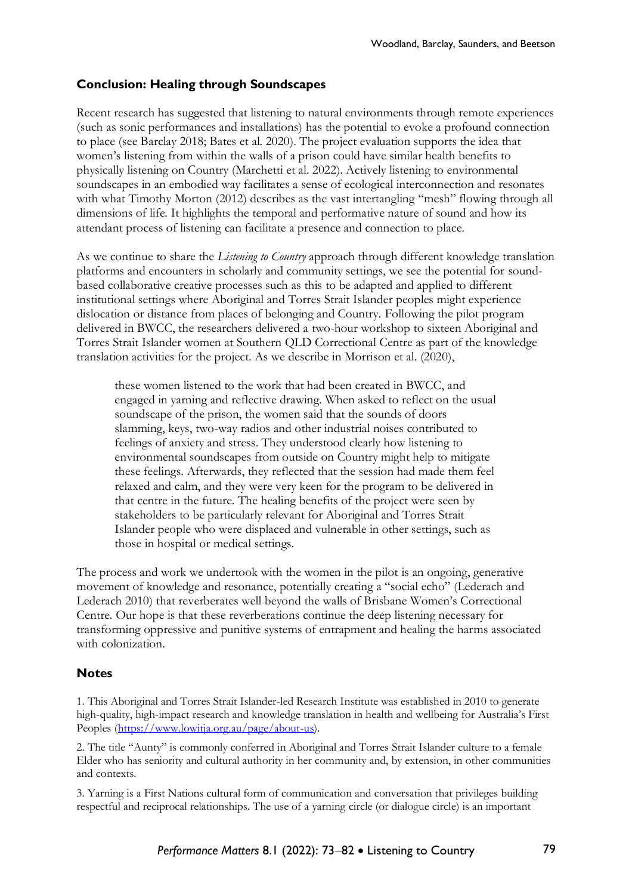## Conclusion: Healing through Soundscapes

Recent research has suggested that listening to natural environments through remote experiences (such as sonic performances and installations) has the potential to evoke a profound connection to place (see Barclay 2018; Bates et al. 2020). The project evaluation supports the idea that women's listening from within the walls of a prison could have similar health benefits to physically listening on Country (Marchetti et al. 2022). Actively listening to environmental soundscapes in an embodied way facilitates a sense of ecological interconnection and resonates with what Timothy Morton (2012) describes as the vast intertangling "mesh" flowing through all dimensions of life. It highlights the temporal and performative nature of sound and how its attendant process of listening can facilitate a presence and connection to place.

As we continue to share the *Listening to Country* approach through different knowledge translation platforms and encounters in scholarly and community settings, we see the potential for sound-based collaborative creative processes such as this to be adapted and applied to different institutional settings where Aboriginal and Torres Strait Islander peoples might experience dislocation or distance from places of belonging and Country. Following the pilot program delivered in BWCC, the researchers delivered a two-hour workshop to sixteen Aboriginal and Torres Strait Islander women at Southern QLD Correctional Centre as part of the knowledge translation activities for the project. As we describe in Morrison et al. (2020),

> these women listened to the work that had been created in BWCC, and engaged in yarning and reflective drawing. When asked to reflect on the usual soundscape of the prison, the women said that the sounds of doors slamming, keys, two-way radios and other industrial noises contributed to feelings of anxiety and stress. They understood clearly how listening to environmental soundscapes from outside on Country might help to mitigate these feelings. Afterwards, they reflected that the session had made them feel relaxed and calm, and they were very keen for the program to be delivered in that centre in the future. The healing benefits of the project were seen by stakeholders to be particularly relevant for Aboriginal and Torres Strait Islander people who were displaced and vulnerable in other settings, such as those in hospital or medical settings.

The process and work we undertook with the women in the pilot is an ongoing, generative movement of knowledge and resonance, potentially creating a "social echo" (Lederach and Lederach 2010) that reverberates well beyond the walls of Brisbane Women's Correctional Centre. Our hope is that these reverberations continue the deep listening necessary for transforming oppressive and punitive systems of entrapment and healing the harms associated with colonization.

## Notes

1. This Aboriginal and Torres Strait Islander-led Research Institute was established in 2010 to generate high-quality, high-impact research and knowledge translation in health and wellbeing for Australia's First Peoples (https://www.lowitja.org.au/page/about-us).

2. The title "Aunty" is commonly conferred in Aboriginal and Torres Strait Islander culture to a female Elder who has seniority and cultural authority in her community and, by extension, in other communities and contexts.

3. Yarning is a First Nations cultural form of communication and conversation that privileges building respectful and reciprocal relationships. The use of a yarning circle (or dialogue circle) is an important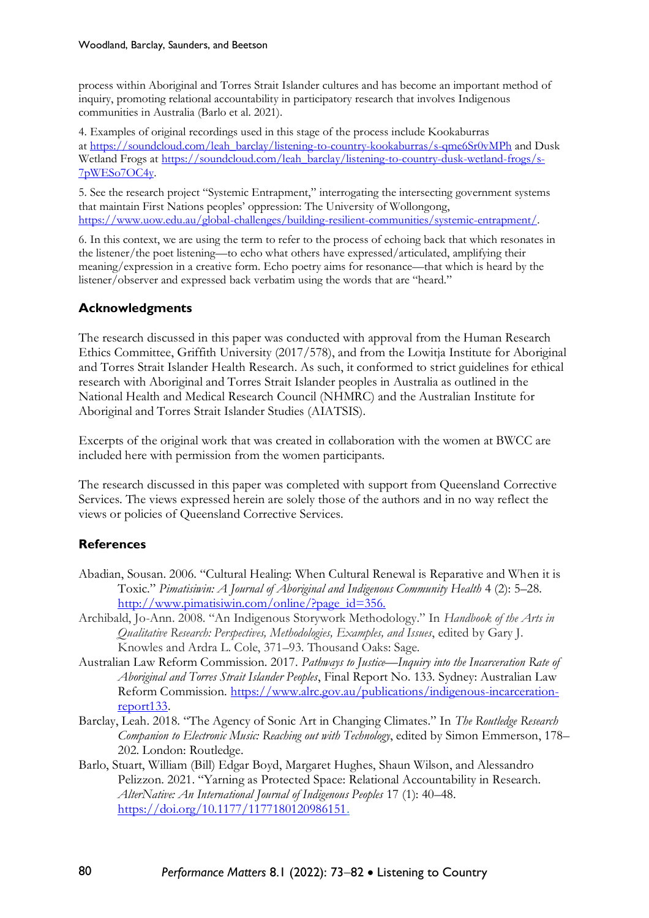process within Aboriginal and Torres Strait Islander cultures and has become an important method of inquiry, promoting relational accountability in participatory research that involves Indigenous communities in Australia (Barlo et al. 2021).

4. Examples of original recordings used in this stage of the process include Kookaburras at https://soundcloud.com/leah_barclay/listening-to-country-kookaburras/s-qme6Sr0vMPh and Dusk Wetland Frogs at https://soundcloud.com/leah_barclay/listening-to-country-dusk-wetland-frogs/s-7pWESo7OC4y.

5. See the research project "Systemic Entrapment," interrogating the intersecting government systems that maintain First Nations peoples' oppression: The University of Wollongong, https://www.uow.edu.au/global-challenges/building-resilient-communities/systemic-entrapment/.

6. In this context, we are using the term to refer to the process of echoing back that which resonates in the listener/the poet listening—to echo what others have expressed/articulated, amplifying their meaning/expression in a creative form. Echo poetry aims for resonance—that which is heard by the listener/observer and expressed back verbatim using the words that are "heard."

## Acknowledgments

The research discussed in this paper was conducted with approval from the Human Research Ethics Committee, Griffith University (2017/578), and from the Lowitja Institute for Aboriginal and Torres Strait Islander Health Research. As such, it conformed to strict guidelines for ethical research with Aboriginal and Torres Strait Islander peoples in Australia as outlined in the National Health and Medical Research Council (NHMRC) and the Australian Institute for Aboriginal and Torres Strait Islander Studies (AIATSIS).

Excerpts of the original work that was created in collaboration with the women at BWCC are included here with permission from the women participants.

The research discussed in this paper was completed with support from Queensland Corrective Services. The views expressed herein are solely those of the authors and in no way reflect the views or policies of Queensland Corrective Services.

## References

Abadian, Sousan. 2006. "Cultural Healing: When Cultural Renewal is Reparative and When it is Toxic." *Pimatisiwin: A Journal of Aboriginal and Indigenous Community Health* 4 (2): 5–28. http://www.pimatisiwin.com/online/?page_id=356.

Archibald, Jo-Ann. 2008. "An Indigenous Storywork Methodology." In *Handbook of the Arts in Qualitative Research: Perspectives, Methodologies, Examples, and Issues*, edited by Gary J. Knowles and Ardra L. Cole, 371–93. Thousand Oaks: Sage.

Australian Law Reform Commission. 2017. *Pathways to Justice—Inquiry into the Incarceration Rate of Aboriginal and Torres Strait Islander Peoples*, Final Report No. 133. Sydney: Australian Law Reform Commission. https://www.alrc.gov.au/publications/indigenous-incarceration-report133.

Barclay, Leah. 2018. "The Agency of Sonic Art in Changing Climates." In *The Routledge Research Companion to Electronic Music: Reaching out with Technology*, edited by Simon Emmerson, 178–202. London: Routledge.

Barlo, Stuart, William (Bill) Edgar Boyd, Margaret Hughes, Shaun Wilson, and Alessandro Pelizzon. 2021. "Yarning as Protected Space: Relational Accountability in Research. *AlterNative: An International Journal of Indigenous Peoples* 17 (1): 40–48. https://doi.org/10.1177/1177180120986151.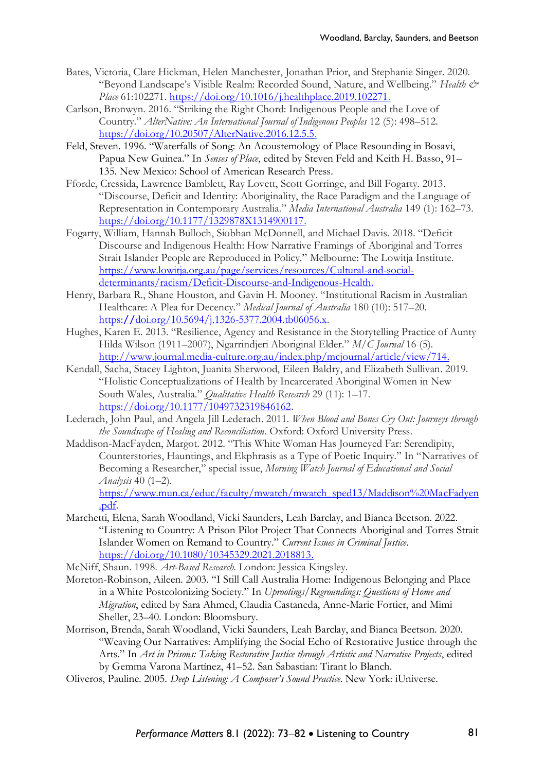Bates, Victoria, Clare Hickman, Helen Manchester, Jonathan Prior, and Stephanie Singer. 2020. "Beyond Landscape's Visible Realm: Recorded Sound, Nature, and Wellbeing." *Health & Place* 61:102271. https://doi.org/10.1016/j.healthplace.2019.102271.

Carlson, Bronwyn. 2016. "Striking the Right Chord: Indigenous People and the Love of Country." *AlterNative: An International Journal of Indigenous Peoples* 12 (5): 498–512. https://doi.org/10.20507/AlterNative.2016.12.5.5.

Feld, Steven. 1996. "Waterfalls of Song: An Acoustemology of Place Resounding in Bosavi, Papua New Guinea." In *Senses of Place*, edited by Steven Feld and Keith H. Basso, 91–135. New Mexico: School of American Research Press.

Fforde, Cressida, Lawrence Bamblett, Ray Lovett, Scott Gorringe, and Bill Fogarty. 2013. "Discourse, Deficit and Identity: Aboriginality, the Race Paradigm and the Language of Representation in Contemporary Australia." *Media International Australia* 149 (1): 162–73. https://doi.org/10.1177/1329878X1314900117.

Fogarty, William, Hannah Bulloch, Siobhan McDonnell, and Michael Davis. 2018. "Deficit Discourse and Indigenous Health: How Narrative Framings of Aboriginal and Torres Strait Islander People are Reproduced in Policy." Melbourne: The Lowitja Institute. https://www.lowitja.org.au/page/services/resources/Cultural-and-social-determinants/racism/Deficit-Discourse-and-Indigenous-Health.

Henry, Barbara R., Shane Houston, and Gavin H. Mooney. "Institutional Racism in Australian Healthcare: A Plea for Decency." *Medical Journal of Australia* 180 (10): 517–20. https://doi.org/10.5694/j.1326-5377.2004.tb06056.x.

Hughes, Karen E. 2013. "Resilience, Agency and Resistance in the Storytelling Practice of Aunty Hilda Wilson (1911–2007), Ngarrindjeri Aboriginal Elder." *M/C Journal* 16 (5). http://www.journal.media-culture.org.au/index.php/mcjournal/article/view/714.

Kendall, Sacha, Stacey Lighton, Juanita Sherwood, Eileen Baldry, and Elizabeth Sullivan. 2019. "Holistic Conceptualizations of Health by Incarcerated Aboriginal Women in New South Wales, Australia." *Qualitative Health Research* 29 (11): 1–17. https://doi.org/10.1177/1049732319846162.

Lederach, John Paul, and Angela Jill Lederach. 2011. *When Blood and Bones Cry Out: Journeys through the Soundscape of Healing and Reconciliation*. Oxford: Oxford University Press.

Maddison-MacFayden, Margot. 2012. "This White Woman Has Journeyed Far: Serendipity, Counterstories, Hauntings, and Ekphrasis as a Type of Poetic Inquiry." In "Narratives of Becoming a Researcher," special issue, *Morning Watch Journal of Educational and Social Analysis* 40 (1–2). https://www.mun.ca/educ/faculty/mwatch/mwatch_sped13/Maddison%20MacFadyen.pdf.

Marchetti, Elena, Sarah Woodland, Vicki Saunders, Leah Barclay, and Bianca Beetson. 2022. "Listening to Country: A Prison Pilot Project That Connects Aboriginal and Torres Strait Islander Women on Remand to Country." *Current Issues in Criminal Justice*. https://doi.org/10.1080/10345329.2021.2018813.

McNiff, Shaun. 1998. *Art-Based Research*. London: Jessica Kingsley.

Moreton-Robinson, Aileen. 2003. "I Still Call Australia Home: Indigenous Belonging and Place in a White Postcolonizing Society." In *Uprootings/Regroundings: Questions of Home and Migration*, edited by Sara Ahmed, Claudia Castaneda, Anne-Marie Fortier, and Mimi Sheller, 23–40. London: Bloomsbury.

Morrison, Brenda, Sarah Woodland, Vicki Saunders, Leah Barclay, and Bianca Beetson. 2020. "Weaving Our Narratives: Amplifying the Social Echo of Restorative Justice through the Arts." In *Art in Prisons: Taking Restorative Justice through Artistic and Narrative Projects*, edited by Gemma Varona Martínez, 41–52. San Sabastian: Tirant lo Blanch.

Oliveros, Pauline. 2005. *Deep Listening: A Composer's Sound Practice*. New York: iUniverse.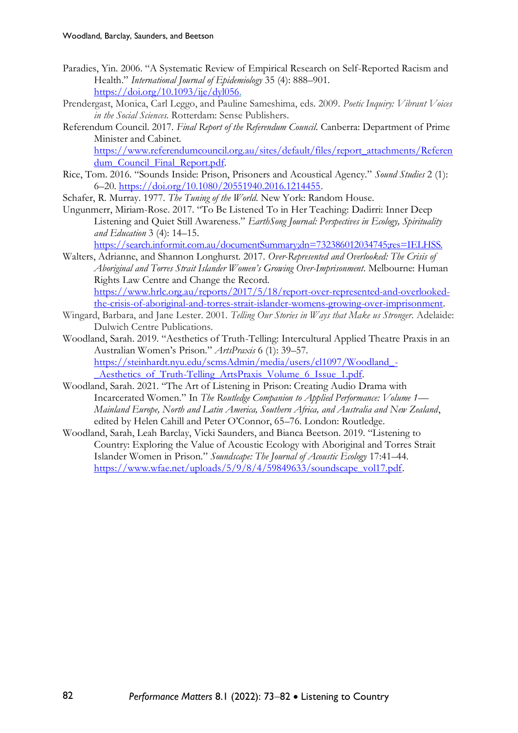Paradies, Yin. 2006. "A Systematic Review of Empirical Research on Self-Reported Racism and Health." *International Journal of Epidemiology* 35 (4): 888–901. https://doi.org/10.1093/ije/dyl056.

Prendergast, Monica, Carl Leggo, and Pauline Sameshima, eds. 2009. *Poetic Inquiry: Vibrant Voices in the Social Sciences*. Rotterdam: Sense Publishers.

Referendum Council. 2017. *Final Report of the Referendum Council*. Canberra: Department of Prime Minister and Cabinet. https://www.referendumcouncil.org.au/sites/default/files/report_attachments/Referendum_Council_Final_Report.pdf.

Rice, Tom. 2016. "Sounds Inside: Prison, Prisoners and Acoustical Agency." *Sound Studies* 2 (1): 6–20. https://doi.org/10.1080/20551940.2016.1214455.

Schafer, R. Murray. 1977. *The Tuning of the World*. New York: Random House.

Ungunmerr, Miriam-Rose. 2017. "To Be Listened To in Her Teaching: Dadirri: Inner Deep Listening and Quiet Still Awareness." *EarthSong Journal: Perspectives in Ecology, Spirituality and Education* 3 (4): 14–15. https://search.informit.com.au/documentSummary;dn=732386012034745;res=IELHSS.

Walters, Adrianne, and Shannon Longhurst. 2017. *Over-Represented and Overlooked: The Crisis of Aboriginal and Torres Strait Islander Women's Growing Over-Imprisonment*. Melbourne: Human Rights Law Centre and Change the Record. https://www.hrlc.org.au/reports/2017/5/18/report-over-represented-and-overlooked-the-crisis-of-aboriginal-and-torres-strait-islander-womens-growing-over-imprisonment.

Wingard, Barbara, and Jane Lester. 2001. *Telling Our Stories in Ways that Make us Stronger*. Adelaide: Dulwich Centre Publications.

Woodland, Sarah. 2019. "Aesthetics of Truth-Telling: Intercultural Applied Theatre Praxis in an Australian Women's Prison." *ArtsPraxis* 6 (1): 39–57. https://steinhardt.nyu.edu/scmsAdmin/media/users/cl1097/Woodland_-_Aesthetics_of_Truth-Telling_ArtsPraxis_Volume_6_Issue_1.pdf.

Woodland, Sarah. 2021. "The Art of Listening in Prison: Creating Audio Drama with Incarcerated Women." In *The Routledge Companion to Applied Performance: Volume 1—Mainland Europe, North and Latin America, Southern Africa, and Australia and New Zealand*, edited by Helen Cahill and Peter O'Connor, 65–76. London: Routledge.

Woodland, Sarah, Leah Barclay, Vicki Saunders, and Bianca Beetson. 2019. "Listening to Country: Exploring the Value of Acoustic Ecology with Aboriginal and Torres Strait Islander Women in Prison." *Soundscape: The Journal of Acoustic Ecology* 17:41–44. https://www.wfae.net/uploads/5/9/8/4/59849633/soundscape_vol17.pdf.